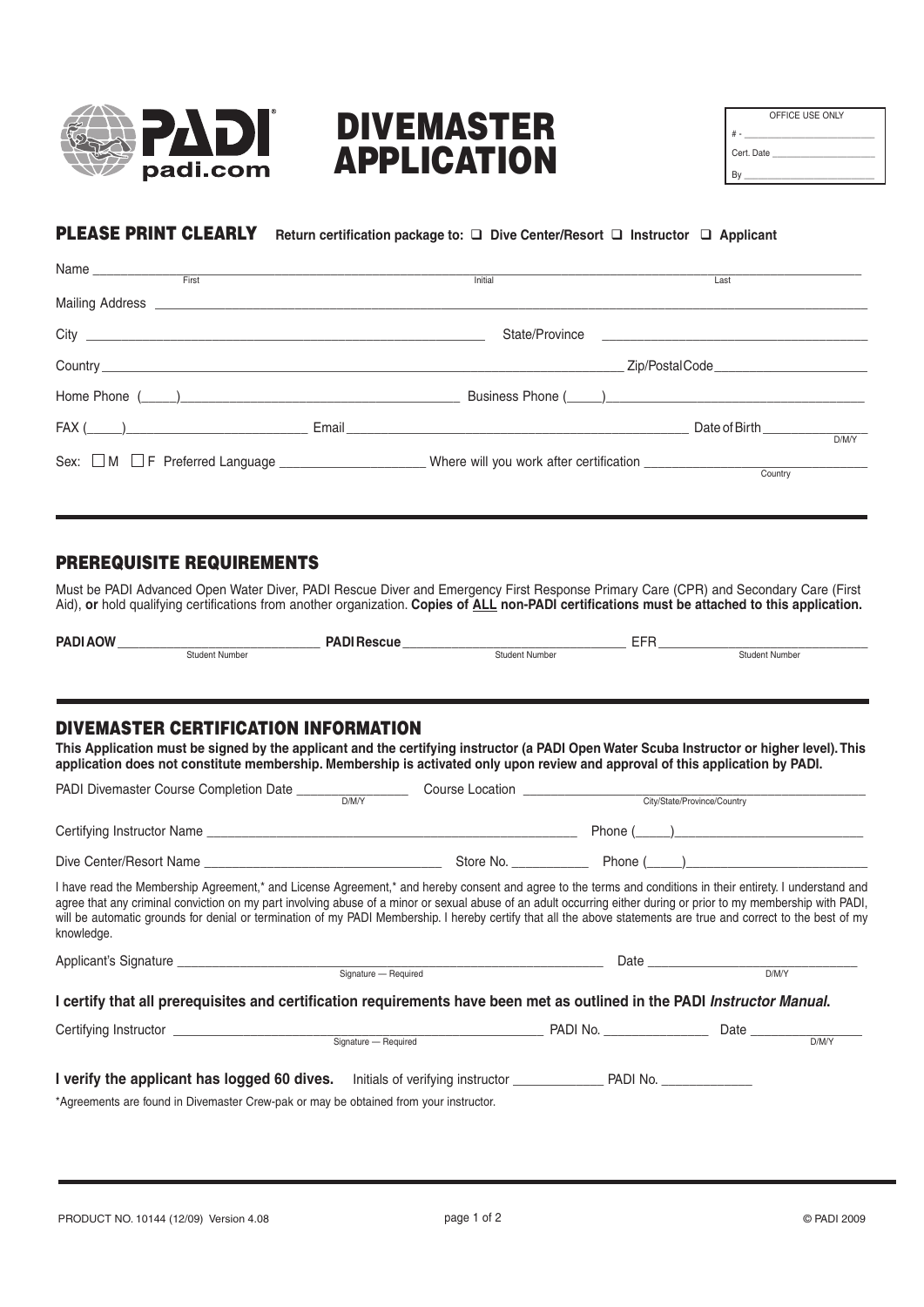# DIVEMASTER APPLICATION

OFFICE USE ONLY

# - ____________________

Cert. Date ____________________

By ____________________

**PLEASE PRINT CLEARLY** **Return certification package to:** ❑ **Dive Center/Resort** ❑ **Instructor** ❑ **Applicant**

Name ____________________ ____________________ ____________________
First Initial Last

Mailing Address ____________________

City ____________________ State/Province ____________________

Country ____________________ Zip/Postal Code ____________________

Home Phone (_____) ____________________ Business Phone (_____) ____________________

FAX (_____) ____________________ Email ____________________ Date of Birth ____________________ D/M/Y

Sex: ☐ M ☐ F Preferred Language ____________________ Where will you work after certification ____________________ Country

## PREREQUISITE REQUIREMENTS

Must be PADI Advanced Open Water Diver, PADI Rescue Diver and Emergency First Response Primary Care (CPR) and Secondary Care (First Aid), **or** hold qualifying certifications from another organization. **Copies of ALL non-PADI certifications must be attached to this application.**

**PADI AOW** ____________________ **PADI Rescue** ____________________ EFR ____________________
Student Number Student Number Student Number

## DIVEMASTER CERTIFICATION INFORMATION

**This Application must be signed by the applicant and the certifying instructor (a PADI Open Water Scuba Instructor or higher level). This application does not constitute membership. Membership is activated only upon review and approval of this application by PADI.**

PADI Divemaster Course Completion Date ____________________ D/M/Y Course Location ____________________ City/State/Province/Country

Certifying Instructor Name ____________________ Phone (_____) ____________________

Dive Center/Resort Name ____________________ Store No. ____________________ Phone (_____) ____________________

I have read the Membership Agreement,* and License Agreement,* and hereby consent and agree to the terms and conditions in their entirety. I understand and agree that any criminal conviction on my part involving abuse of a minor or sexual abuse of an adult occurring either during or prior to my membership with PADI, will be automatic grounds for denial or termination of my PADI Membership. I hereby certify that all the above statements are true and correct to the best of my knowledge.

Applicant's Signature ____________________ Date ____________________
Signature — Required D/M/Y

**I certify that all prerequisites and certification requirements have been met as outlined in the PADI *Instructor Manual*.**

Certifying Instructor ____________________ PADI No. ____________________ Date ____________________
Signature — Required D/M/Y

**I verify the applicant has logged 60 dives.** Initials of verifying instructor ____________________ PADI No. ____________________

*Agreements are found in Divemaster Crew-pak or may be obtained from your instructor.

PRODUCT NO. 10144 (12/09) Version 4.08 © PADI 2009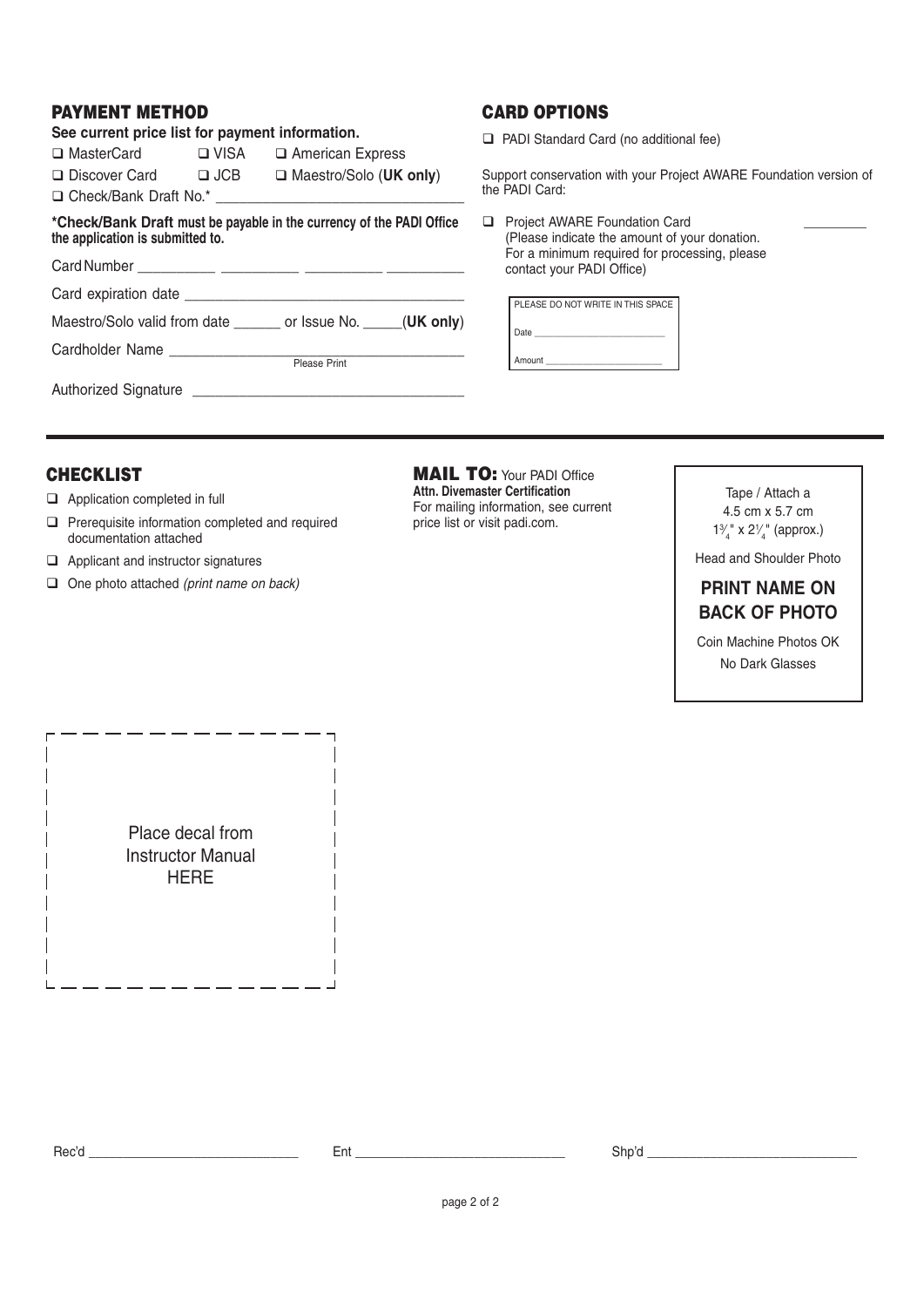## PAYMENT METHOD

**See current price list for payment information.**

❑ MasterCard ❑ VISA ❑ American Express
❑ Discover Card ❑ JCB ❑ Maestro/Solo (**UK only**)
❑ Check/Bank Draft No.* ______________________________

***Check/Bank Draft must be payable in the currency of the PADI Office the application is submitted to.**

Card Number __________ __________ __________ __________

Card expiration date ___________________________________

Maestro/Solo valid from date ______ or Issue No. _____(**UK only**)

Cardholder Name ______________________________________
Please Print

Authorized Signature ___________________________________

## CARD OPTIONS

❑ PADI Standard Card (no additional fee)

Support conservation with your Project AWARE Foundation version of the PADI Card:

❑ Project AWARE Foundation Card _________
(Please indicate the amount of your donation. For a minimum required for processing, please contact your PADI Office)

PLEASE DO NOT WRITE IN THIS SPACE
Date ________________________
Amount ______________________

## CHECKLIST

❑ Application completed in full
❑ Prerequisite information completed and required documentation attached
❑ Applicant and instructor signatures
❑ One photo attached *(print name on back)*

**MAIL TO:** Your PADI Office
**Attn. Divemaster Certification**
For mailing information, see current price list or visit padi.com.

Tape / Attach a
4.5 cm x 5.7 cm
$1\frac{3}{4}$" x $2\frac{1}{4}$" (approx.)

Head and Shoulder Photo

**PRINT NAME ON BACK OF PHOTO**

Coin Machine Photos OK
No Dark Glasses

Place decal from
Instructor Manual
HERE

Rec'd ____________________ Ent ____________________ Shp'd ____________________